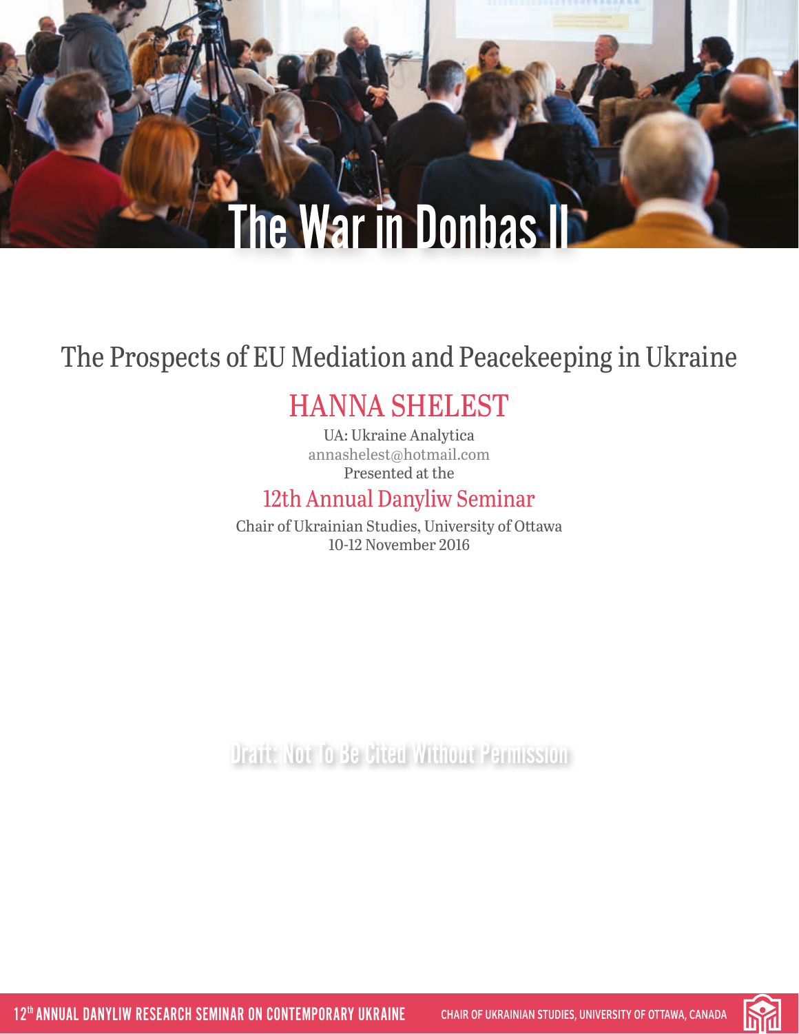# The War in Donbas II

## The Prospects of EU Mediation and Peacekeeping in Ukraine

### HANNA SHELEST

UA: Ukraine Analytica

annashelest@hotmail.com

Presented at the

### 12th Annual Danyliw Seminar

Chair of Ukrainian Studies, University of Ottawa

10-12 November 2016

Draft: Not To Be Cited Without Permission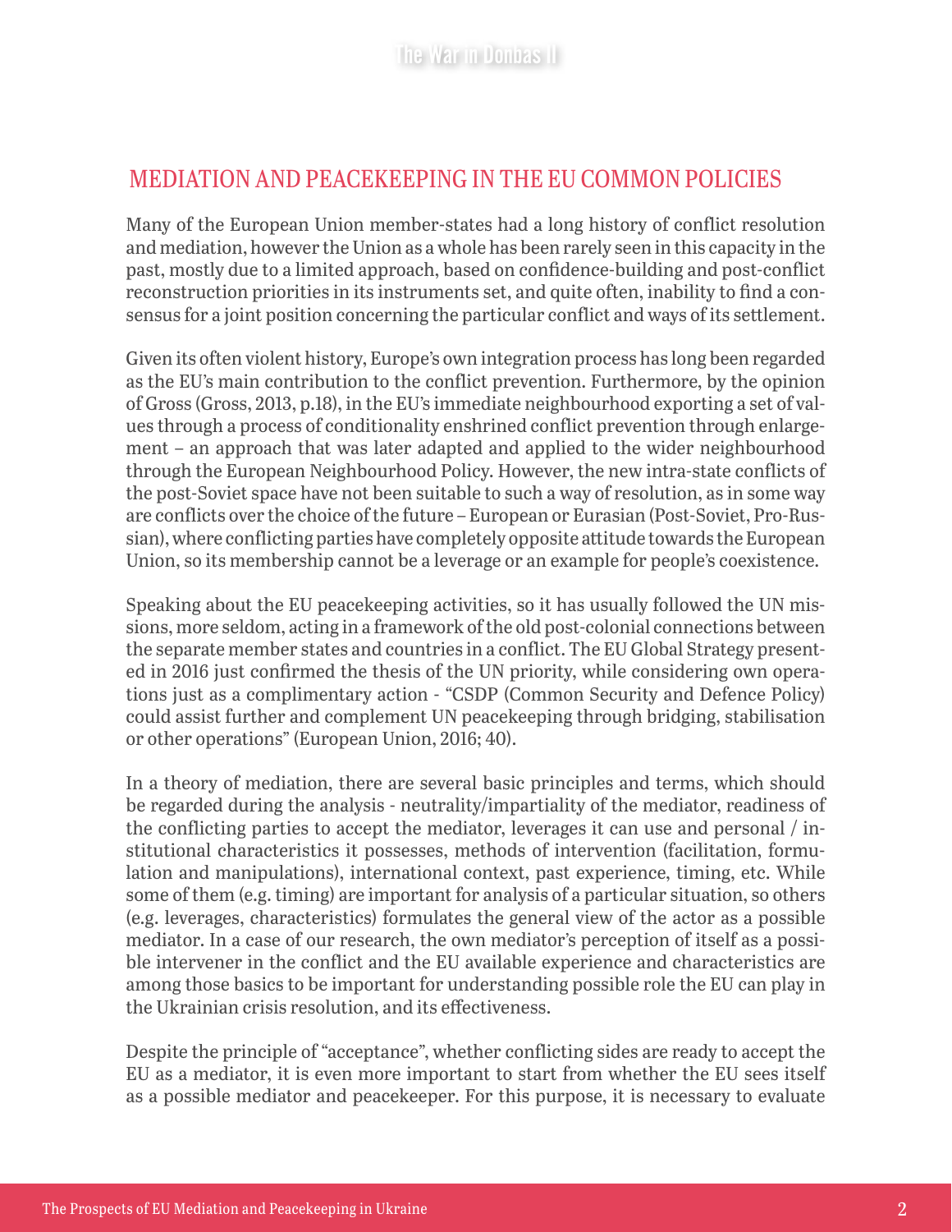## MEDIATION AND PEACEKEEPING IN THE EU COMMON POLICIES

Many of the European Union member-states had a long history of conflict resolution and mediation, however the Union as a whole has been rarely seen in this capacity in the past, mostly due to a limited approach, based on confidence-building and post-conflict reconstruction priorities in its instruments set, and quite often, inability to find a consensus for a joint position concerning the particular conflict and ways of its settlement.

Given its often violent history, Europe's own integration process has long been regarded as the EU's main contribution to the conflict prevention. Furthermore, by the opinion of Gross (Gross, 2013, p.18), in the EU's immediate neighbourhood exporting a set of values through a process of conditionality enshrined conflict prevention through enlargement – an approach that was later adapted and applied to the wider neighbourhood through the European Neighbourhood Policy. However, the new intra-state conflicts of the post-Soviet space have not been suitable to such a way of resolution, as in some way are conflicts over the choice of the future – European or Eurasian (Post-Soviet, Pro-Russian), where conflicting parties have completely opposite attitude towards the European Union, so its membership cannot be a leverage or an example for people's coexistence.

Speaking about the EU peacekeeping activities, so it has usually followed the UN missions, more seldom, acting in a framework of the old post-colonial connections between the separate member states and countries in a conflict. The EU Global Strategy presented in 2016 just confirmed the thesis of the UN priority, while considering own operations just as a complimentary action - "CSDP (Common Security and Defence Policy) could assist further and complement UN peacekeeping through bridging, stabilisation or other operations" (European Union, 2016; 40).

In a theory of mediation, there are several basic principles and terms, which should be regarded during the analysis - neutrality/impartiality of the mediator, readiness of the conflicting parties to accept the mediator, leverages it can use and personal / institutional characteristics it possesses, methods of intervention (facilitation, formulation and manipulations), international context, past experience, timing, etc. While some of them (e.g. timing) are important for analysis of a particular situation, so others (e.g. leverages, characteristics) formulates the general view of the actor as a possible mediator. In a case of our research, the own mediator's perception of itself as a possible intervener in the conflict and the EU available experience and characteristics are among those basics to be important for understanding possible role the EU can play in the Ukrainian crisis resolution, and its effectiveness.

Despite the principle of "acceptance", whether conflicting sides are ready to accept the EU as a mediator, it is even more important to start from whether the EU sees itself as a possible mediator and peacekeeper. For this purpose, it is necessary to evaluate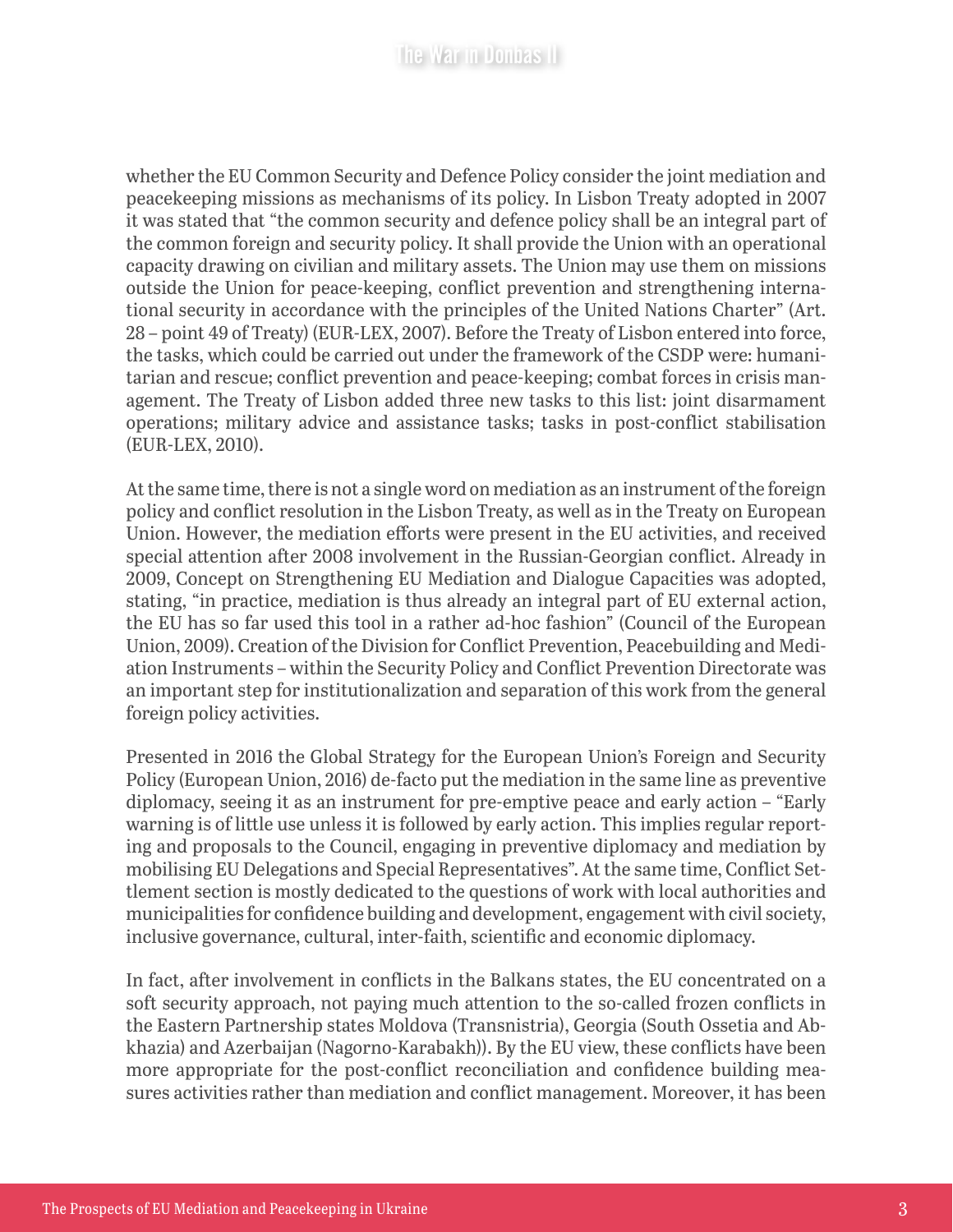whether the EU Common Security and Defence Policy consider the joint mediation and peacekeeping missions as mechanisms of its policy. In Lisbon Treaty adopted in 2007 it was stated that "the common security and defence policy shall be an integral part of the common foreign and security policy. It shall provide the Union with an operational capacity drawing on civilian and military assets. The Union may use them on missions outside the Union for peace-keeping, conflict prevention and strengthening international security in accordance with the principles of the United Nations Charter" (Art. 28 – point 49 of Treaty) (EUR-LEX, 2007). Before the Treaty of Lisbon entered into force, the tasks, which could be carried out under the framework of the CSDP were: humanitarian and rescue; conflict prevention and peace-keeping; combat forces in crisis management. The Treaty of Lisbon added three new tasks to this list: joint disarmament operations; military advice and assistance tasks; tasks in post-conflict stabilisation (EUR-LEX, 2010).

At the same time, there is not a single word on mediation as an instrument of the foreign policy and conflict resolution in the Lisbon Treaty, as well as in the Treaty on European Union. However, the mediation efforts were present in the EU activities, and received special attention after 2008 involvement in the Russian-Georgian conflict. Already in 2009, Concept on Strengthening EU Mediation and Dialogue Capacities was adopted, stating, "in practice, mediation is thus already an integral part of EU external action, the EU has so far used this tool in a rather ad-hoc fashion" (Council of the European Union, 2009). Creation of the Division for Conflict Prevention, Peacebuilding and Mediation Instruments – within the Security Policy and Conflict Prevention Directorate was an important step for institutionalization and separation of this work from the general foreign policy activities.

Presented in 2016 the Global Strategy for the European Union's Foreign and Security Policy (European Union, 2016) de-facto put the mediation in the same line as preventive diplomacy, seeing it as an instrument for pre-emptive peace and early action – "Early warning is of little use unless it is followed by early action. This implies regular reporting and proposals to the Council, engaging in preventive diplomacy and mediation by mobilising EU Delegations and Special Representatives". At the same time, Conflict Settlement section is mostly dedicated to the questions of work with local authorities and municipalities for confidence building and development, engagement with civil society, inclusive governance, cultural, inter-faith, scientific and economic diplomacy.

In fact, after involvement in conflicts in the Balkans states, the EU concentrated on a soft security approach, not paying much attention to the so-called frozen conflicts in the Eastern Partnership states Moldova (Transnistria), Georgia (South Ossetia and Abkhazia) and Azerbaijan (Nagorno-Karabakh)). By the EU view, these conflicts have been more appropriate for the post-conflict reconciliation and confidence building measures activities rather than mediation and conflict management. Moreover, it has been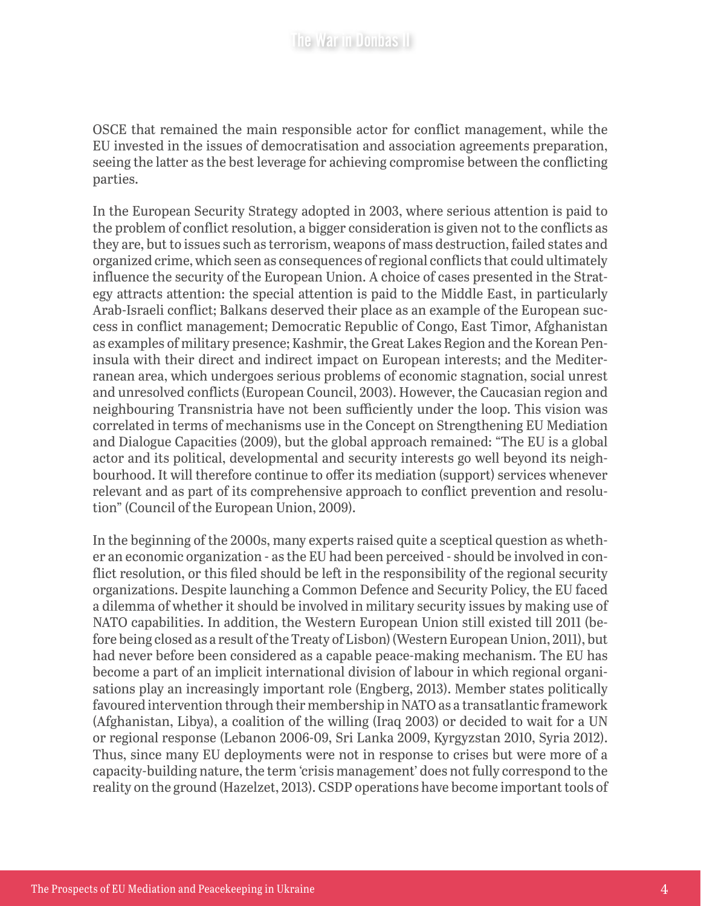OSCE that remained the main responsible actor for conflict management, while the EU invested in the issues of democratisation and association agreements preparation, seeing the latter as the best leverage for achieving compromise between the conflicting parties.

In the European Security Strategy adopted in 2003, where serious attention is paid to the problem of conflict resolution, a bigger consideration is given not to the conflicts as they are, but to issues such as terrorism, weapons of mass destruction, failed states and organized crime, which seen as consequences of regional conflicts that could ultimately influence the security of the European Union. A choice of cases presented in the Strategy attracts attention: the special attention is paid to the Middle East, in particularly Arab-Israeli conflict; Balkans deserved their place as an example of the European success in conflict management; Democratic Republic of Congo, East Timor, Afghanistan as examples of military presence; Kashmir, the Great Lakes Region and the Korean Peninsula with their direct and indirect impact on European interests; and the Mediterranean area, which undergoes serious problems of economic stagnation, social unrest and unresolved conflicts (European Council, 2003). However, the Caucasian region and neighbouring Transnistria have not been sufficiently under the loop. This vision was correlated in terms of mechanisms use in the Concept on Strengthening EU Mediation and Dialogue Capacities (2009), but the global approach remained: "The EU is a global actor and its political, developmental and security interests go well beyond its neighbourhood. It will therefore continue to offer its mediation (support) services whenever relevant and as part of its comprehensive approach to conflict prevention and resolution" (Council of the European Union, 2009).

In the beginning of the 2000s, many experts raised quite a sceptical question as whether an economic organization - as the EU had been perceived - should be involved in conflict resolution, or this filed should be left in the responsibility of the regional security organizations. Despite launching a Common Defence and Security Policy, the EU faced a dilemma of whether it should be involved in military security issues by making use of NATO capabilities. In addition, the Western European Union still existed till 2011 (before being closed as a result of the Treaty of Lisbon) (Western European Union, 2011), but had never before been considered as a capable peace-making mechanism. The EU has become a part of an implicit international division of labour in which regional organisations play an increasingly important role (Engberg, 2013). Member states politically favoured intervention through their membership in NATO as a transatlantic framework (Afghanistan, Libya), a coalition of the willing (Iraq 2003) or decided to wait for a UN or regional response (Lebanon 2006-09, Sri Lanka 2009, Kyrgyzstan 2010, Syria 2012). Thus, since many EU deployments were not in response to crises but were more of a capacity-building nature, the term 'crisis management' does not fully correspond to the reality on the ground (Hazelzet, 2013). CSDP operations have become important tools of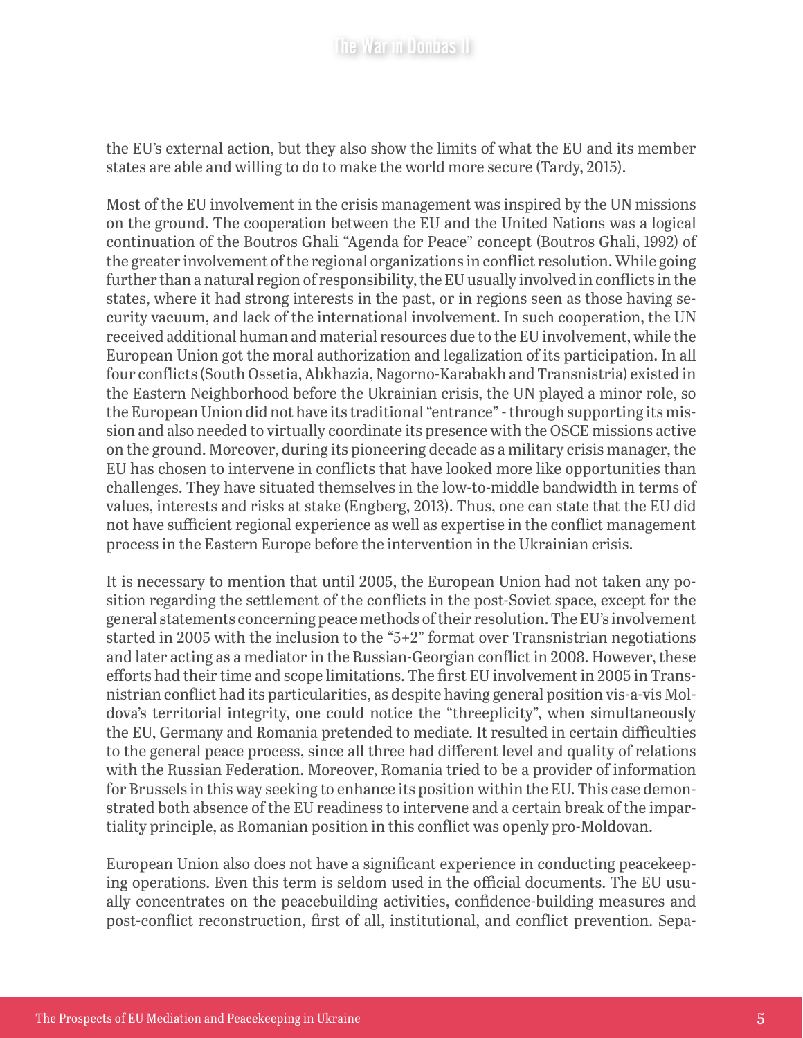the EU's external action, but they also show the limits of what the EU and its member states are able and willing to do to make the world more secure (Tardy, 2015).

Most of the EU involvement in the crisis management was inspired by the UN missions on the ground. The cooperation between the EU and the United Nations was a logical continuation of the Boutros Ghali "Agenda for Peace" concept (Boutros Ghali, 1992) of the greater involvement of the regional organizations in conflict resolution. While going further than a natural region of responsibility, the EU usually involved in conflicts in the states, where it had strong interests in the past, or in regions seen as those having security vacuum, and lack of the international involvement. In such cooperation, the UN received additional human and material resources due to the EU involvement, while the European Union got the moral authorization and legalization of its participation. In all four conflicts (South Ossetia, Abkhazia, Nagorno-Karabakh and Transnistria) existed in the Eastern Neighborhood before the Ukrainian crisis, the UN played a minor role, so the European Union did not have its traditional "entrance" - through supporting its mission and also needed to virtually coordinate its presence with the OSCE missions active on the ground. Moreover, during its pioneering decade as a military crisis manager, the EU has chosen to intervene in conflicts that have looked more like opportunities than challenges. They have situated themselves in the low-to-middle bandwidth in terms of values, interests and risks at stake (Engberg, 2013). Thus, one can state that the EU did not have sufficient regional experience as well as expertise in the conflict management process in the Eastern Europe before the intervention in the Ukrainian crisis.

It is necessary to mention that until 2005, the European Union had not taken any position regarding the settlement of the conflicts in the post-Soviet space, except for the general statements concerning peace methods of their resolution. The EU's involvement started in 2005 with the inclusion to the "5+2" format over Transnistrian negotiations and later acting as a mediator in the Russian-Georgian conflict in 2008. However, these efforts had their time and scope limitations. The first EU involvement in 2005 in Transnistrian conflict had its particularities, as despite having general position vis-a-vis Moldova's territorial integrity, one could notice the "threeplicity", when simultaneously the EU, Germany and Romania pretended to mediate. It resulted in certain difficulties to the general peace process, since all three had different level and quality of relations with the Russian Federation. Moreover, Romania tried to be a provider of information for Brussels in this way seeking to enhance its position within the EU. This case demonstrated both absence of the EU readiness to intervene and a certain break of the impartiality principle, as Romanian position in this conflict was openly pro-Moldovan.

European Union also does not have a significant experience in conducting peacekeeping operations. Even this term is seldom used in the official documents. The EU usually concentrates on the peacebuilding activities, confidence-building measures and post-conflict reconstruction, first of all, institutional, and conflict prevention. Sepa-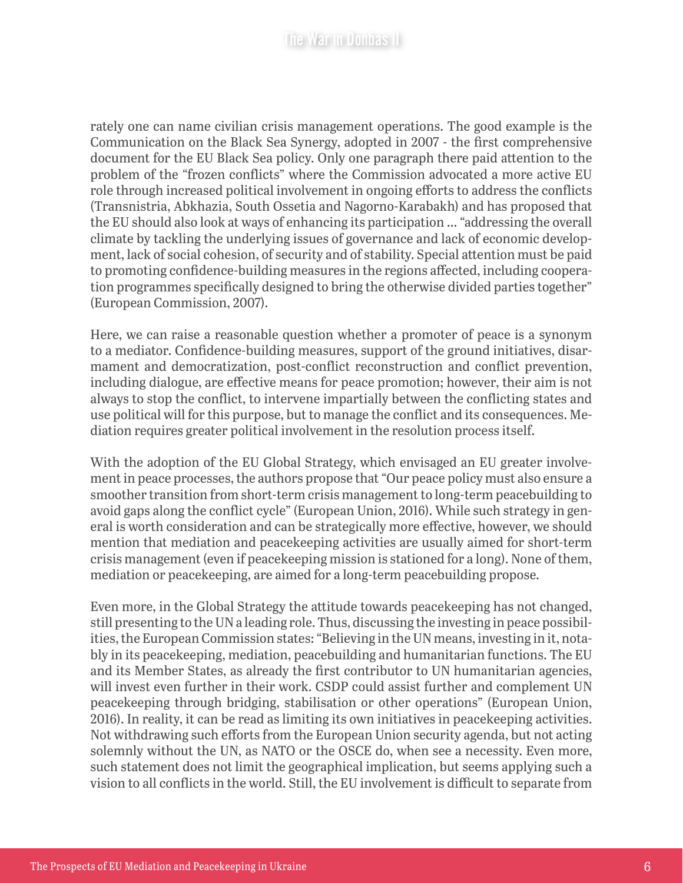rately one can name civilian crisis management operations. The good example is the Communication on the Black Sea Synergy, adopted in 2007 - the first comprehensive document for the EU Black Sea policy. Only one paragraph there paid attention to the problem of the "frozen conflicts" where the Commission advocated a more active EU role through increased political involvement in ongoing efforts to address the conflicts (Transnistria, Abkhazia, South Ossetia and Nagorno-Karabakh) and has proposed that the EU should also look at ways of enhancing its participation ... "addressing the overall climate by tackling the underlying issues of governance and lack of economic development, lack of social cohesion, of security and of stability. Special attention must be paid to promoting confidence-building measures in the regions affected, including cooperation programmes specifically designed to bring the otherwise divided parties together" (European Commission, 2007).

Here, we can raise a reasonable question whether a promoter of peace is a synonym to a mediator. Confidence-building measures, support of the ground initiatives, disarmament and democratization, post-conflict reconstruction and conflict prevention, including dialogue, are effective means for peace promotion; however, their aim is not always to stop the conflict, to intervene impartially between the conflicting states and use political will for this purpose, but to manage the conflict and its consequences. Mediation requires greater political involvement in the resolution process itself.

With the adoption of the EU Global Strategy, which envisaged an EU greater involvement in peace processes, the authors propose that "Our peace policy must also ensure a smoother transition from short-term crisis management to long-term peacebuilding to avoid gaps along the conflict cycle" (European Union, 2016). While such strategy in general is worth consideration and can be strategically more effective, however, we should mention that mediation and peacekeeping activities are usually aimed for short-term crisis management (even if peacekeeping mission is stationed for a long). None of them, mediation or peacekeeping, are aimed for a long-term peacebuilding propose.

Even more, in the Global Strategy the attitude towards peacekeeping has not changed, still presenting to the UN a leading role. Thus, discussing the investing in peace possibilities, the European Commission states: "Believing in the UN means, investing in it, notably in its peacekeeping, mediation, peacebuilding and humanitarian functions. The EU and its Member States, as already the first contributor to UN humanitarian agencies, will invest even further in their work. CSDP could assist further and complement UN peacekeeping through bridging, stabilisation or other operations" (European Union, 2016). In reality, it can be read as limiting its own initiatives in peacekeeping activities. Not withdrawing such efforts from the European Union security agenda, but not acting solemnly without the UN, as NATO or the OSCE do, when see a necessity. Even more, such statement does not limit the geographical implication, but seems applying such a vision to all conflicts in the world. Still, the EU involvement is difficult to separate from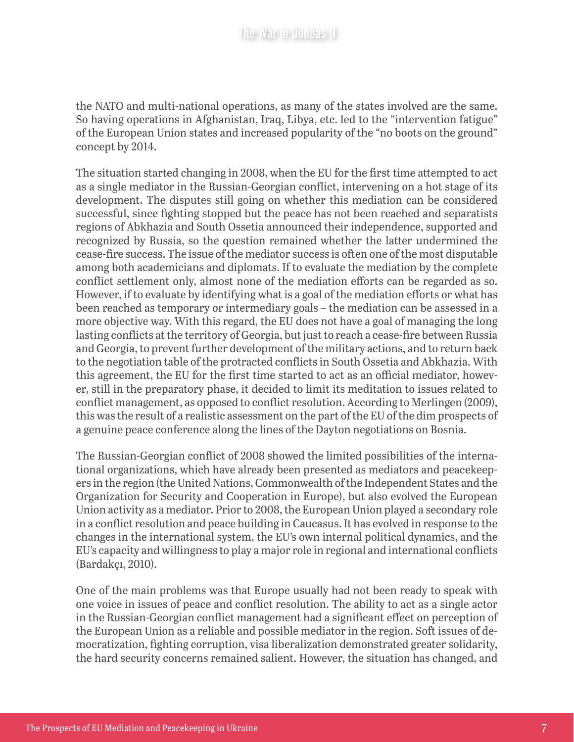the NATO and multi-national operations, as many of the states involved are the same. So having operations in Afghanistan, Iraq, Libya, etc. led to the "intervention fatigue" of the European Union states and increased popularity of the "no boots on the ground" concept by 2014.

The situation started changing in 2008, when the EU for the first time attempted to act as a single mediator in the Russian-Georgian conflict, intervening on a hot stage of its development. The disputes still going on whether this mediation can be considered successful, since fighting stopped but the peace has not been reached and separatists regions of Abkhazia and South Ossetia announced their independence, supported and recognized by Russia, so the question remained whether the latter undermined the cease-fire success. The issue of the mediator success is often one of the most disputable among both academicians and diplomats. If to evaluate the mediation by the complete conflict settlement only, almost none of the mediation efforts can be regarded as so. However, if to evaluate by identifying what is a goal of the mediation efforts or what has been reached as temporary or intermediary goals – the mediation can be assessed in a more objective way. With this regard, the EU does not have a goal of managing the long lasting conflicts at the territory of Georgia, but just to reach a cease-fire between Russia and Georgia, to prevent further development of the military actions, and to return back to the negotiation table of the protracted conflicts in South Ossetia and Abkhazia. With this agreement, the EU for the first time started to act as an official mediator, however, still in the preparatory phase, it decided to limit its meditation to issues related to conflict management, as opposed to conflict resolution. According to Merlingen (2009), this was the result of a realistic assessment on the part of the EU of the dim prospects of a genuine peace conference along the lines of the Dayton negotiations on Bosnia.

The Russian-Georgian conflict of 2008 showed the limited possibilities of the international organizations, which have already been presented as mediators and peacekeepers in the region (the United Nations, Commonwealth of the Independent States and the Organization for Security and Cooperation in Europe), but also evolved the European Union activity as a mediator. Prior to 2008, the European Union played a secondary role in a conflict resolution and peace building in Caucasus. It has evolved in response to the changes in the international system, the EU's own internal political dynamics, and the EU's capacity and willingness to play a major role in regional and international conflicts (Bardakçı, 2010).

One of the main problems was that Europe usually had not been ready to speak with one voice in issues of peace and conflict resolution. The ability to act as a single actor in the Russian-Georgian conflict management had a significant effect on perception of the European Union as a reliable and possible mediator in the region. Soft issues of democratization, fighting corruption, visa liberalization demonstrated greater solidarity, the hard security concerns remained salient. However, the situation has changed, and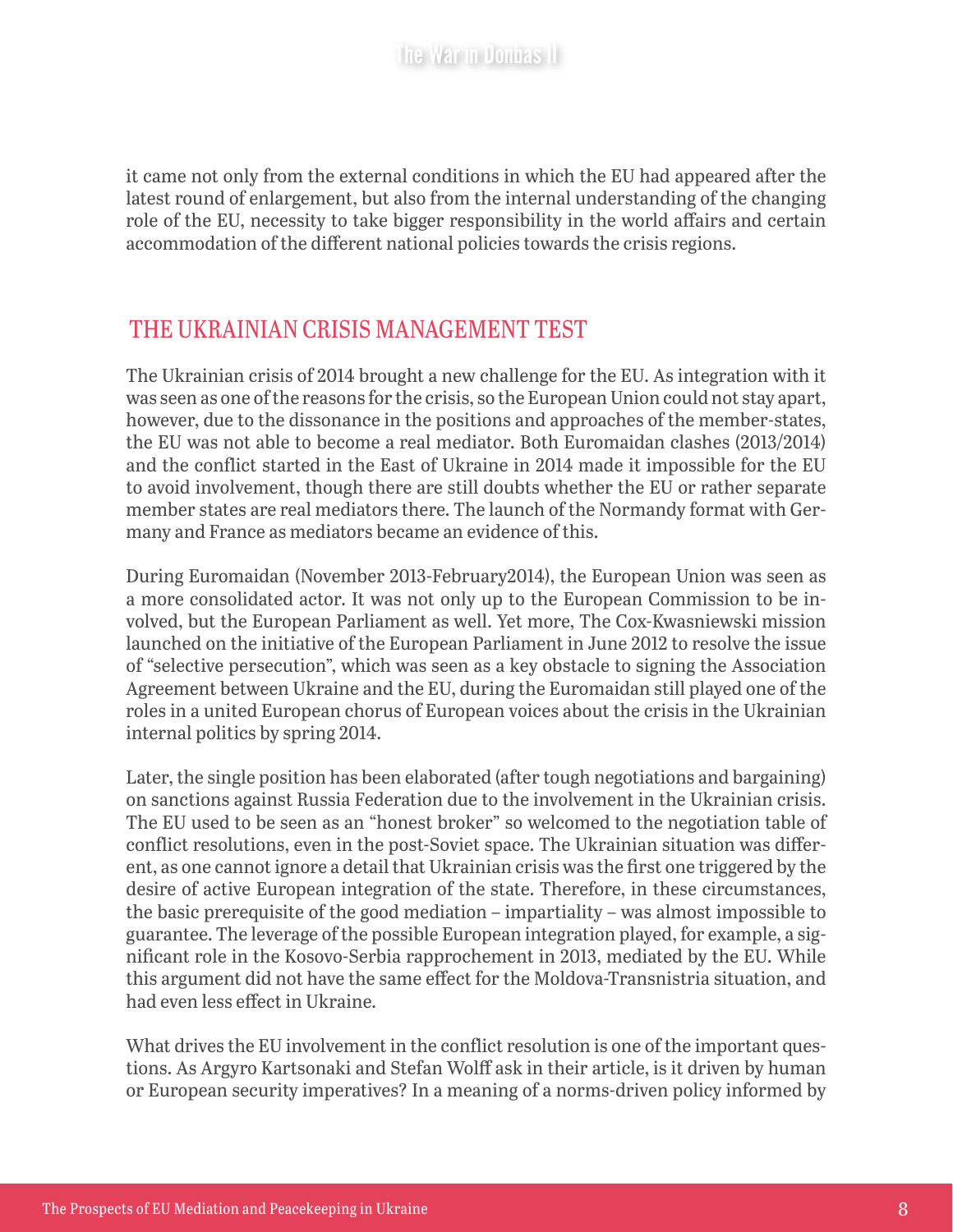it came not only from the external conditions in which the EU had appeared after the latest round of enlargement, but also from the internal understanding of the changing role of the EU, necessity to take bigger responsibility in the world affairs and certain accommodation of the different national policies towards the crisis regions.

## THE UKRAINIAN CRISIS MANAGEMENT TEST

The Ukrainian crisis of 2014 brought a new challenge for the EU. As integration with it was seen as one of the reasons for the crisis, so the European Union could not stay apart, however, due to the dissonance in the positions and approaches of the member-states, the EU was not able to become a real mediator. Both Euromaidan clashes (2013/2014) and the conflict started in the East of Ukraine in 2014 made it impossible for the EU to avoid involvement, though there are still doubts whether the EU or rather separate member states are real mediators there. The launch of the Normandy format with Germany and France as mediators became an evidence of this.

During Euromaidan (November 2013-February2014), the European Union was seen as a more consolidated actor. It was not only up to the European Commission to be involved, but the European Parliament as well. Yet more, The Cox-Kwasniewski mission launched on the initiative of the European Parliament in June 2012 to resolve the issue of "selective persecution", which was seen as a key obstacle to signing the Association Agreement between Ukraine and the EU, during the Euromaidan still played one of the roles in a united European chorus of European voices about the crisis in the Ukrainian internal politics by spring 2014.

Later, the single position has been elaborated (after tough negotiations and bargaining) on sanctions against Russia Federation due to the involvement in the Ukrainian crisis. The EU used to be seen as an "honest broker" so welcomed to the negotiation table of conflict resolutions, even in the post-Soviet space. The Ukrainian situation was different, as one cannot ignore a detail that Ukrainian crisis was the first one triggered by the desire of active European integration of the state. Therefore, in these circumstances, the basic prerequisite of the good mediation – impartiality – was almost impossible to guarantee. The leverage of the possible European integration played, for example, a significant role in the Kosovo-Serbia rapprochement in 2013, mediated by the EU. While this argument did not have the same effect for the Moldova-Transnistria situation, and had even less effect in Ukraine.

What drives the EU involvement in the conflict resolution is one of the important questions. As Argyro Kartsonaki and Stefan Wolff ask in their article, is it driven by human or European security imperatives? In a meaning of a norms-driven policy informed by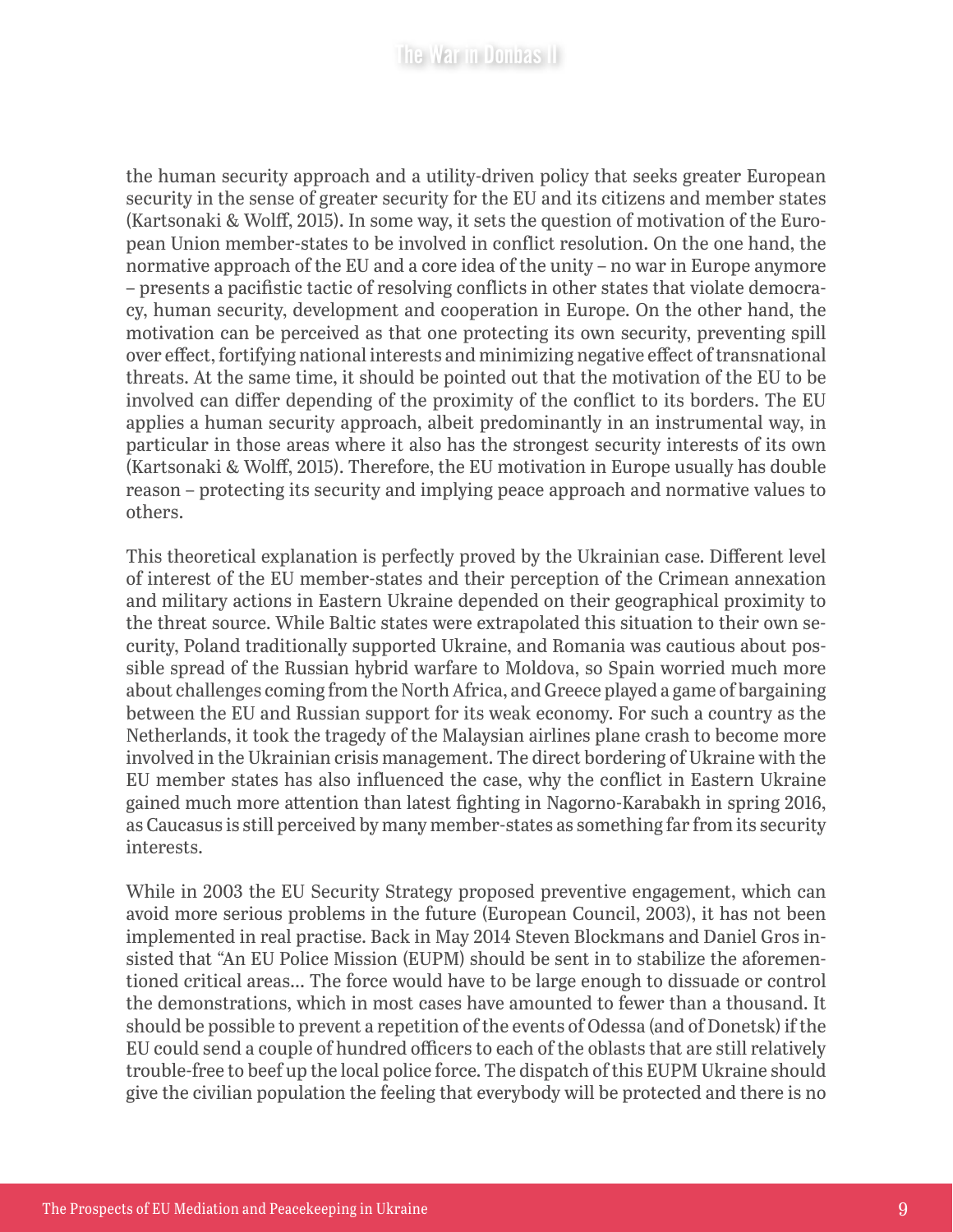the human security approach and a utility-driven policy that seeks greater European security in the sense of greater security for the EU and its citizens and member states (Kartsonaki & Wolff, 2015). In some way, it sets the question of motivation of the European Union member-states to be involved in conflict resolution. On the one hand, the normative approach of the EU and a core idea of the unity – no war in Europe anymore – presents a pacifistic tactic of resolving conflicts in other states that violate democracy, human security, development and cooperation in Europe. On the other hand, the motivation can be perceived as that one protecting its own security, preventing spill over effect, fortifying national interests and minimizing negative effect of transnational threats. At the same time, it should be pointed out that the motivation of the EU to be involved can differ depending of the proximity of the conflict to its borders. The EU applies a human security approach, albeit predominantly in an instrumental way, in particular in those areas where it also has the strongest security interests of its own (Kartsonaki & Wolff, 2015). Therefore, the EU motivation in Europe usually has double reason – protecting its security and implying peace approach and normative values to others.

This theoretical explanation is perfectly proved by the Ukrainian case. Different level of interest of the EU member-states and their perception of the Crimean annexation and military actions in Eastern Ukraine depended on their geographical proximity to the threat source. While Baltic states were extrapolated this situation to their own security, Poland traditionally supported Ukraine, and Romania was cautious about possible spread of the Russian hybrid warfare to Moldova, so Spain worried much more about challenges coming from the North Africa, and Greece played a game of bargaining between the EU and Russian support for its weak economy. For such a country as the Netherlands, it took the tragedy of the Malaysian airlines plane crash to become more involved in the Ukrainian crisis management. The direct bordering of Ukraine with the EU member states has also influenced the case, why the conflict in Eastern Ukraine gained much more attention than latest fighting in Nagorno-Karabakh in spring 2016, as Caucasus is still perceived by many member-states as something far from its security interests.

While in 2003 the EU Security Strategy proposed preventive engagement, which can avoid more serious problems in the future (European Council, 2003), it has not been implemented in real practise. Back in May 2014 Steven Blockmans and Daniel Gros insisted that "An EU Police Mission (EUPM) should be sent in to stabilize the aforementioned critical areas... The force would have to be large enough to dissuade or control the demonstrations, which in most cases have amounted to fewer than a thousand. It should be possible to prevent a repetition of the events of Odessa (and of Donetsk) if the EU could send a couple of hundred officers to each of the oblasts that are still relatively trouble-free to beef up the local police force. The dispatch of this EUPM Ukraine should give the civilian population the feeling that everybody will be protected and there is no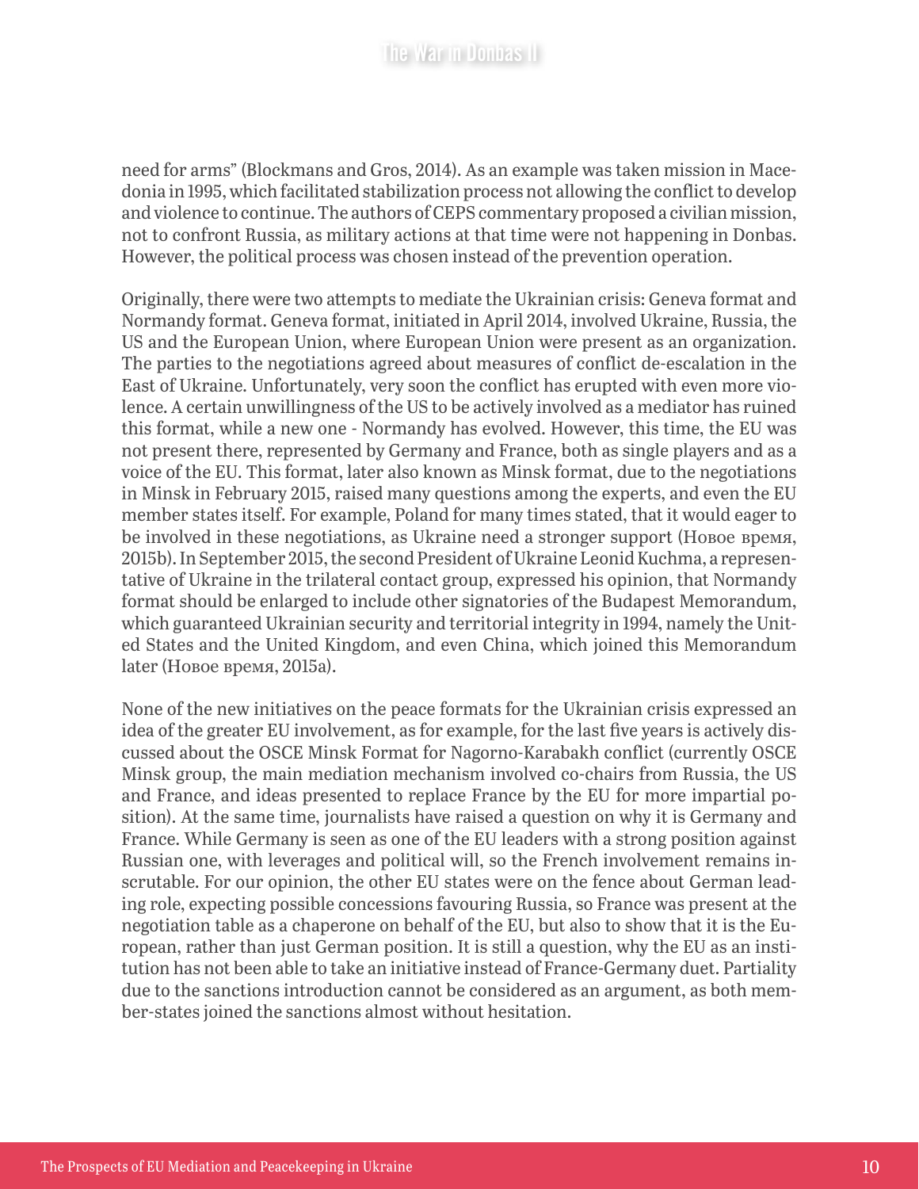need for arms" (Blockmans and Gros, 2014). As an example was taken mission in Macedonia in 1995, which facilitated stabilization process not allowing the conflict to develop and violence to continue. The authors of CEPS commentary proposed a civilian mission, not to confront Russia, as military actions at that time were not happening in Donbas. However, the political process was chosen instead of the prevention operation.

Originally, there were two attempts to mediate the Ukrainian crisis: Geneva format and Normandy format. Geneva format, initiated in April 2014, involved Ukraine, Russia, the US and the European Union, where European Union were present as an organization. The parties to the negotiations agreed about measures of conflict de-escalation in the East of Ukraine. Unfortunately, very soon the conflict has erupted with even more violence. A certain unwillingness of the US to be actively involved as a mediator has ruined this format, while a new one - Normandy has evolved. However, this time, the EU was not present there, represented by Germany and France, both as single players and as a voice of the EU. This format, later also known as Minsk format, due to the negotiations in Minsk in February 2015, raised many questions among the experts, and even the EU member states itself. For example, Poland for many times stated, that it would eager to be involved in these negotiations, as Ukraine need a stronger support (Новое время, 2015b). In September 2015, the second President of Ukraine Leonid Kuchma, a representative of Ukraine in the trilateral contact group, expressed his opinion, that Normandy format should be enlarged to include other signatories of the Budapest Memorandum, which guaranteed Ukrainian security and territorial integrity in 1994, namely the United States and the United Kingdom, and even China, which joined this Memorandum later (Новое время, 2015a).

None of the new initiatives on the peace formats for the Ukrainian crisis expressed an idea of the greater EU involvement, as for example, for the last five years is actively discussed about the OSCE Minsk Format for Nagorno-Karabakh conflict (currently OSCE Minsk group, the main mediation mechanism involved co-chairs from Russia, the US and France, and ideas presented to replace France by the EU for more impartial position). At the same time, journalists have raised a question on why it is Germany and France. While Germany is seen as one of the EU leaders with a strong position against Russian one, with leverages and political will, so the French involvement remains inscrutable. For our opinion, the other EU states were on the fence about German leading role, expecting possible concessions favouring Russia, so France was present at the negotiation table as a chaperone on behalf of the EU, but also to show that it is the European, rather than just German position. It is still a question, why the EU as an institution has not been able to take an initiative instead of France-Germany duet. Partiality due to the sanctions introduction cannot be considered as an argument, as both member-states joined the sanctions almost without hesitation.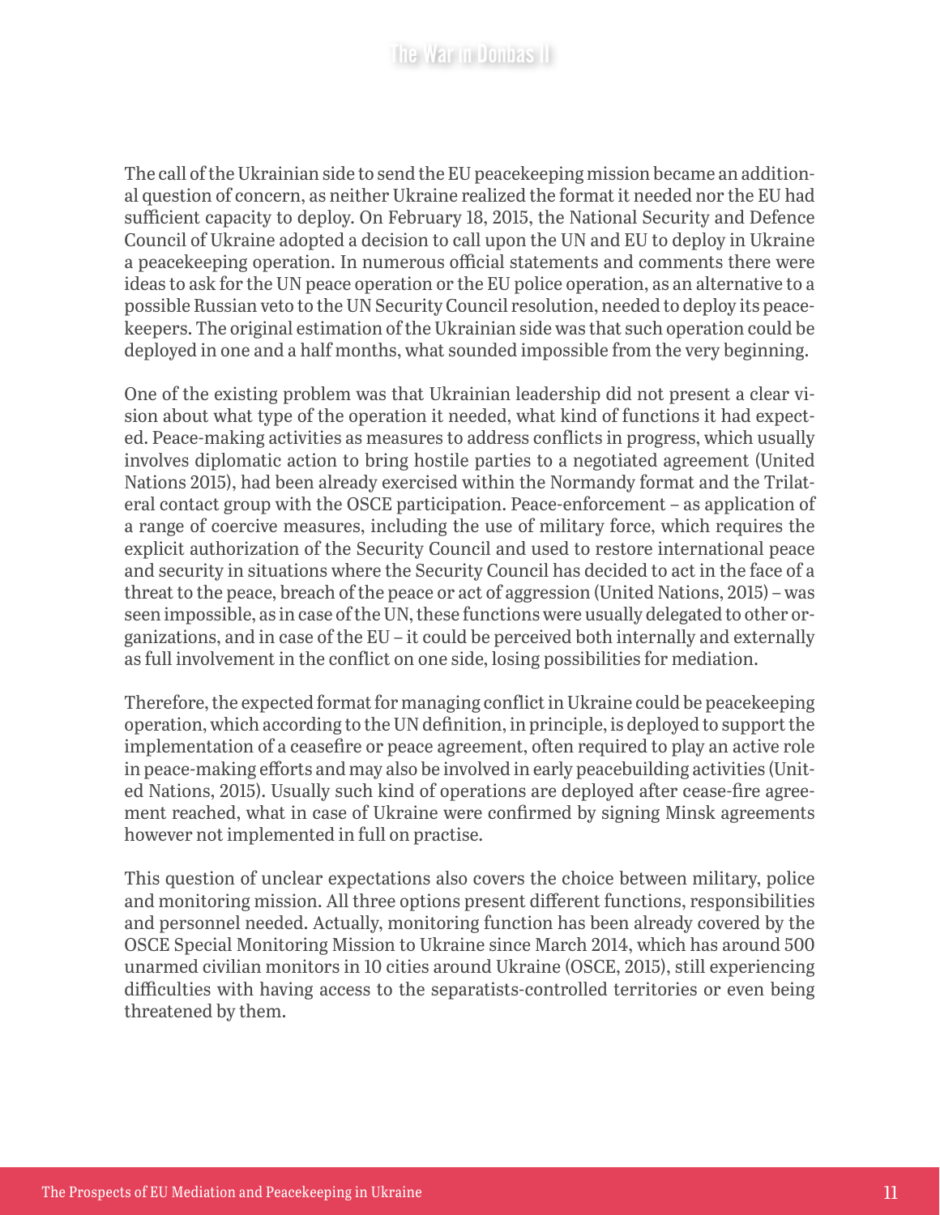The call of the Ukrainian side to send the EU peacekeeping mission became an additional question of concern, as neither Ukraine realized the format it needed nor the EU had sufficient capacity to deploy. On February 18, 2015, the National Security and Defence Council of Ukraine adopted a decision to call upon the UN and EU to deploy in Ukraine a peacekeeping operation. In numerous official statements and comments there were ideas to ask for the UN peace operation or the EU police operation, as an alternative to a possible Russian veto to the UN Security Council resolution, needed to deploy its peacekeepers. The original estimation of the Ukrainian side was that such operation could be deployed in one and a half months, what sounded impossible from the very beginning.

One of the existing problem was that Ukrainian leadership did not present a clear vision about what type of the operation it needed, what kind of functions it had expected. Peace-making activities as measures to address conflicts in progress, which usually involves diplomatic action to bring hostile parties to a negotiated agreement (United Nations 2015), had been already exercised within the Normandy format and the Trilateral contact group with the OSCE participation. Peace-enforcement – as application of a range of coercive measures, including the use of military force, which requires the explicit authorization of the Security Council and used to restore international peace and security in situations where the Security Council has decided to act in the face of a threat to the peace, breach of the peace or act of aggression (United Nations, 2015) – was seen impossible, as in case of the UN, these functions were usually delegated to other organizations, and in case of the EU – it could be perceived both internally and externally as full involvement in the conflict on one side, losing possibilities for mediation.

Therefore, the expected format for managing conflict in Ukraine could be peacekeeping operation, which according to the UN definition, in principle, is deployed to support the implementation of a ceasefire or peace agreement, often required to play an active role in peace-making efforts and may also be involved in early peacebuilding activities (United Nations, 2015). Usually such kind of operations are deployed after cease-fire agreement reached, what in case of Ukraine were confirmed by signing Minsk agreements however not implemented in full on practise.

This question of unclear expectations also covers the choice between military, police and monitoring mission. All three options present different functions, responsibilities and personnel needed. Actually, monitoring function has been already covered by the OSCE Special Monitoring Mission to Ukraine since March 2014, which has around 500 unarmed civilian monitors in 10 cities around Ukraine (OSCE, 2015), still experiencing difficulties with having access to the separatists-controlled territories or even being threatened by them.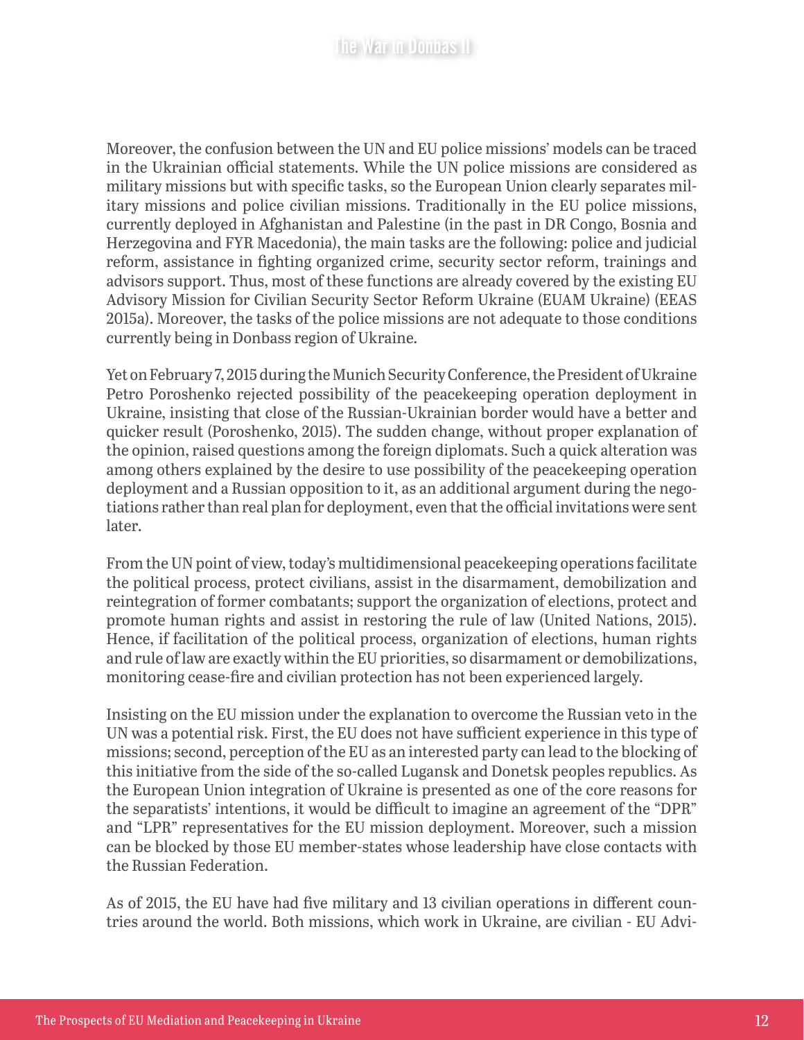Moreover, the confusion between the UN and EU police missions' models can be traced in the Ukrainian official statements. While the UN police missions are considered as military missions but with specific tasks, so the European Union clearly separates military missions and police civilian missions. Traditionally in the EU police missions, currently deployed in Afghanistan and Palestine (in the past in DR Congo, Bosnia and Herzegovina and FYR Macedonia), the main tasks are the following: police and judicial reform, assistance in fighting organized crime, security sector reform, trainings and advisors support. Thus, most of these functions are already covered by the existing EU Advisory Mission for Civilian Security Sector Reform Ukraine (EUAM Ukraine) (EEAS 2015a). Moreover, the tasks of the police missions are not adequate to those conditions currently being in Donbass region of Ukraine.

Yet on February 7, 2015 during the Munich Security Conference, the President of Ukraine Petro Poroshenko rejected possibility of the peacekeeping operation deployment in Ukraine, insisting that close of the Russian-Ukrainian border would have a better and quicker result (Poroshenko, 2015). The sudden change, without proper explanation of the opinion, raised questions among the foreign diplomats. Such a quick alteration was among others explained by the desire to use possibility of the peacekeeping operation deployment and a Russian opposition to it, as an additional argument during the negotiations rather than real plan for deployment, even that the official invitations were sent later.

From the UN point of view, today's multidimensional peacekeeping operations facilitate the political process, protect civilians, assist in the disarmament, demobilization and reintegration of former combatants; support the organization of elections, protect and promote human rights and assist in restoring the rule of law (United Nations, 2015). Hence, if facilitation of the political process, organization of elections, human rights and rule of law are exactly within the EU priorities, so disarmament or demobilizations, monitoring cease-fire and civilian protection has not been experienced largely.

Insisting on the EU mission under the explanation to overcome the Russian veto in the UN was a potential risk. First, the EU does not have sufficient experience in this type of missions; second, perception of the EU as an interested party can lead to the blocking of this initiative from the side of the so-called Lugansk and Donetsk peoples republics. As the European Union integration of Ukraine is presented as one of the core reasons for the separatists' intentions, it would be difficult to imagine an agreement of the "DPR" and "LPR" representatives for the EU mission deployment. Moreover, such a mission can be blocked by those EU member-states whose leadership have close contacts with the Russian Federation.

As of 2015, the EU have had five military and 13 civilian operations in different countries around the world. Both missions, which work in Ukraine, are civilian - EU Advi-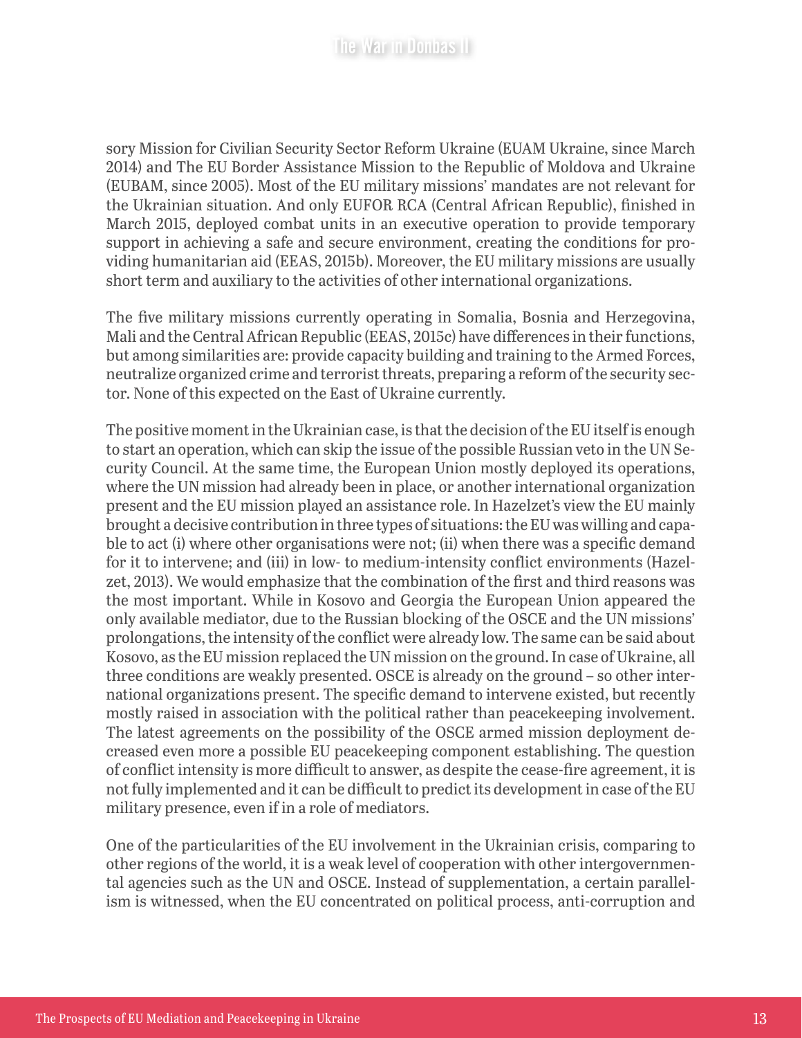sory Mission for Civilian Security Sector Reform Ukraine (EUAM Ukraine, since March 2014) and The EU Border Assistance Mission to the Republic of Moldova and Ukraine (EUBAM, since 2005). Most of the EU military missions' mandates are not relevant for the Ukrainian situation. And only EUFOR RCA (Central African Republic), finished in March 2015, deployed combat units in an executive operation to provide temporary support in achieving a safe and secure environment, creating the conditions for providing humanitarian aid (EEAS, 2015b). Moreover, the EU military missions are usually short term and auxiliary to the activities of other international organizations.

The five military missions currently operating in Somalia, Bosnia and Herzegovina, Mali and the Central African Republic (EEAS, 2015c) have differences in their functions, but among similarities are: provide capacity building and training to the Armed Forces, neutralize organized crime and terrorist threats, preparing a reform of the security sector. None of this expected on the East of Ukraine currently.

The positive moment in the Ukrainian case, is that the decision of the EU itself is enough to start an operation, which can skip the issue of the possible Russian veto in the UN Security Council. At the same time, the European Union mostly deployed its operations, where the UN mission had already been in place, or another international organization present and the EU mission played an assistance role. In Hazelzet's view the EU mainly brought a decisive contribution in three types of situations: the EU was willing and capable to act (i) where other organisations were not; (ii) when there was a specific demand for it to intervene; and (iii) in low- to medium-intensity conflict environments (Hazelzet, 2013). We would emphasize that the combination of the first and third reasons was the most important. While in Kosovo and Georgia the European Union appeared the only available mediator, due to the Russian blocking of the OSCE and the UN missions' prolongations, the intensity of the conflict were already low. The same can be said about Kosovo, as the EU mission replaced the UN mission on the ground. In case of Ukraine, all three conditions are weakly presented. OSCE is already on the ground – so other international organizations present. The specific demand to intervene existed, but recently mostly raised in association with the political rather than peacekeeping involvement. The latest agreements on the possibility of the OSCE armed mission deployment decreased even more a possible EU peacekeeping component establishing. The question of conflict intensity is more difficult to answer, as despite the cease-fire agreement, it is not fully implemented and it can be difficult to predict its development in case of the EU military presence, even if in a role of mediators.

One of the particularities of the EU involvement in the Ukrainian crisis, comparing to other regions of the world, it is a weak level of cooperation with other intergovernmental agencies such as the UN and OSCE. Instead of supplementation, a certain parallelism is witnessed, when the EU concentrated on political process, anti-corruption and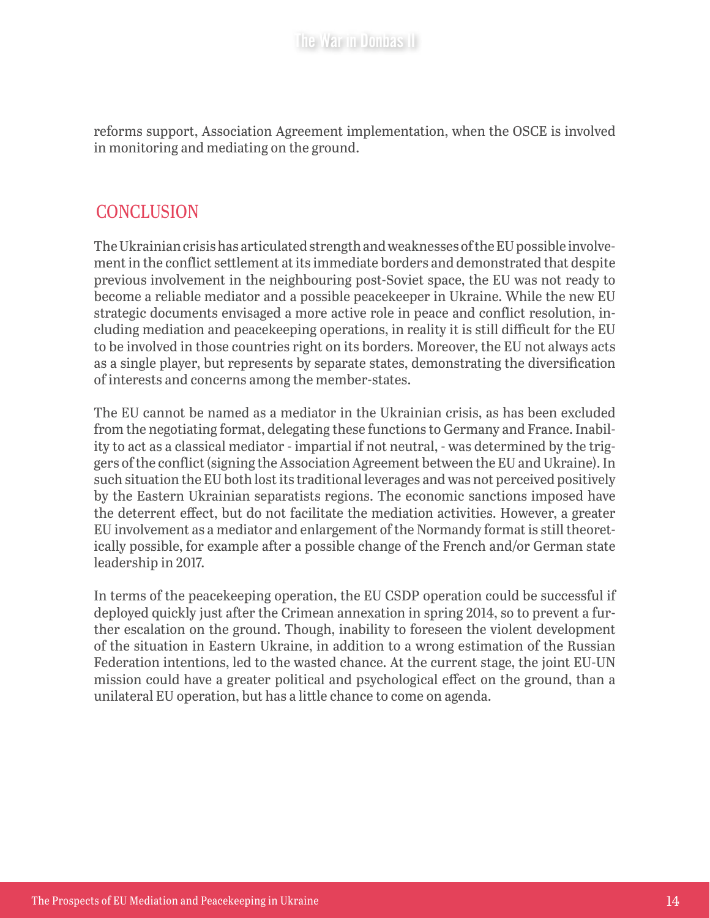reforms support, Association Agreement implementation, when the OSCE is involved in monitoring and mediating on the ground.

## CONCLUSION

The Ukrainian crisis has articulated strength and weaknesses of the EU possible involvement in the conflict settlement at its immediate borders and demonstrated that despite previous involvement in the neighbouring post-Soviet space, the EU was not ready to become a reliable mediator and a possible peacekeeper in Ukraine. While the new EU strategic documents envisaged a more active role in peace and conflict resolution, including mediation and peacekeeping operations, in reality it is still difficult for the EU to be involved in those countries right on its borders. Moreover, the EU not always acts as a single player, but represents by separate states, demonstrating the diversification of interests and concerns among the member-states.

The EU cannot be named as a mediator in the Ukrainian crisis, as has been excluded from the negotiating format, delegating these functions to Germany and France. Inability to act as a classical mediator - impartial if not neutral, - was determined by the triggers of the conflict (signing the Association Agreement between the EU and Ukraine). In such situation the EU both lost its traditional leverages and was not perceived positively by the Eastern Ukrainian separatists regions. The economic sanctions imposed have the deterrent effect, but do not facilitate the mediation activities. However, a greater EU involvement as a mediator and enlargement of the Normandy format is still theoretically possible, for example after a possible change of the French and/or German state leadership in 2017.

In terms of the peacekeeping operation, the EU CSDP operation could be successful if deployed quickly just after the Crimean annexation in spring 2014, so to prevent a further escalation on the ground. Though, inability to foreseen the violent development of the situation in Eastern Ukraine, in addition to a wrong estimation of the Russian Federation intentions, led to the wasted chance. At the current stage, the joint EU-UN mission could have a greater political and psychological effect on the ground, than a unilateral EU operation, but has a little chance to come on agenda.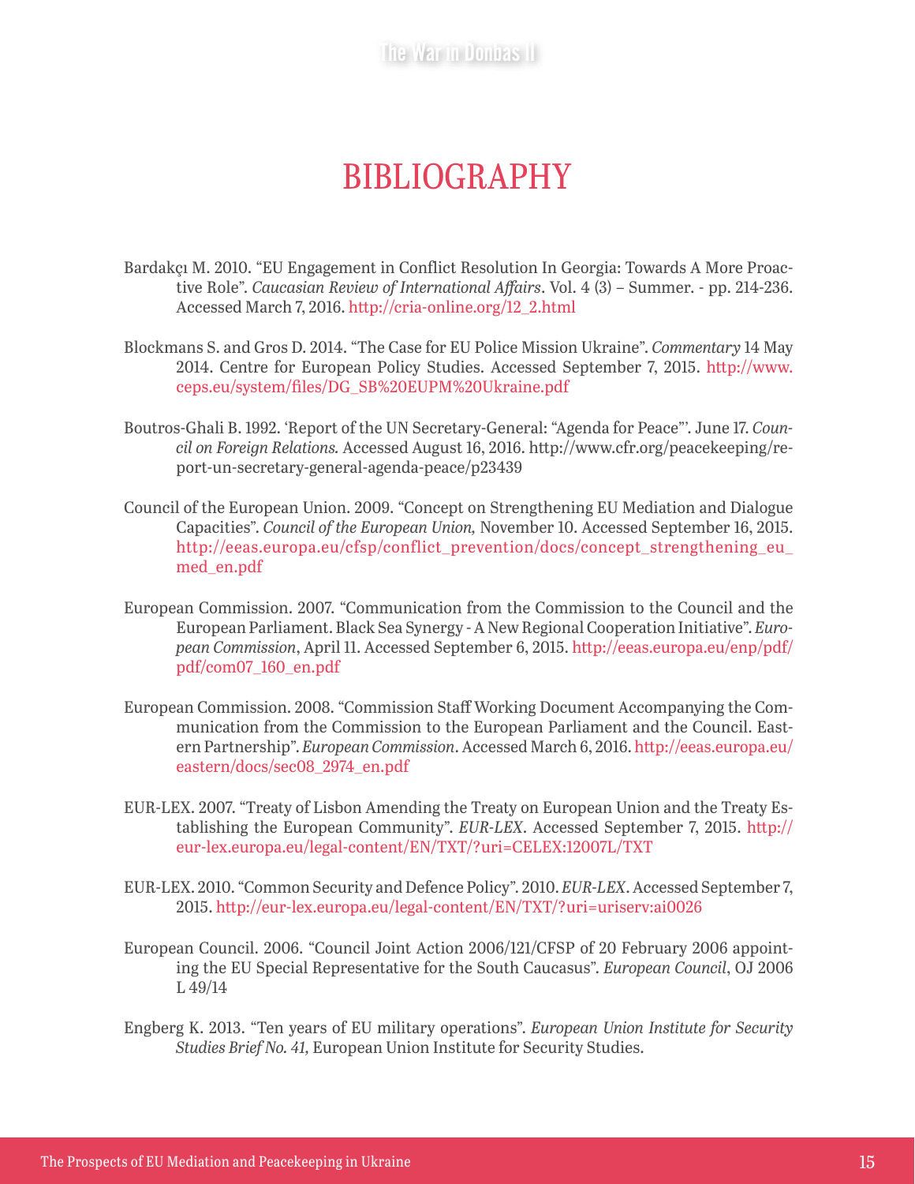# BIBLIOGRAPHY

Bardakçı M. 2010. "EU Engagement in Conflict Resolution In Georgia: Towards A More Proactive Role". *Caucasian Review of International Affairs*. Vol. 4 (3) – Summer. - pp. 214-236. Accessed March 7, 2016. http://cria-online.org/12_2.html

Blockmans S. and Gros D. 2014. "The Case for EU Police Mission Ukraine". *Commentary* 14 May 2014. Centre for European Policy Studies. Accessed September 7, 2015. http://www.ceps.eu/system/files/DG_SB%20EUPM%20Ukraine.pdf

Boutros-Ghali B. 1992. 'Report of the UN Secretary-General: "Agenda for Peace"'. June 17. *Council on Foreign Relations.* Accessed August 16, 2016. http://www.cfr.org/peacekeeping/report-un-secretary-general-agenda-peace/p23439

Council of the European Union. 2009. "Concept on Strengthening EU Mediation and Dialogue Capacities". *Council of the European Union,* November 10. Accessed September 16, 2015. http://eeas.europa.eu/cfsp/conflict_prevention/docs/concept_strengthening_eu_med_en.pdf

European Commission. 2007. "Communication from the Commission to the Council and the European Parliament. Black Sea Synergy - A New Regional Cooperation Initiative". *European Commission*, April 11. Accessed September 6, 2015. http://eeas.europa.eu/enp/pdf/pdf/com07_160_en.pdf

European Commission. 2008. "Commission Staff Working Document Accompanying the Communication from the Commission to the European Parliament and the Council. Eastern Partnership". *European Commission*. Accessed March 6, 2016. http://eeas.europa.eu/eastern/docs/sec08_2974_en.pdf

EUR-LEX. 2007. "Treaty of Lisbon Amending the Treaty on European Union and the Treaty Establishing the European Community". *EUR-LEX*. Accessed September 7, 2015. http://eur-lex.europa.eu/legal-content/EN/TXT/?uri=CELEX:12007L/TXT

EUR-LEX. 2010. "Common Security and Defence Policy". 2010. *EUR-LEX*. Accessed September 7, 2015. http://eur-lex.europa.eu/legal-content/EN/TXT/?uri=uriserv:ai0026

European Council. 2006. "Council Joint Action 2006/121/CFSP of 20 February 2006 appointing the EU Special Representative for the South Caucasus". *European Council*, OJ 2006 L 49/14

Engberg K. 2013. "Ten years of EU military operations". *European Union Institute for Security Studies Brief No. 41,* European Union Institute for Security Studies.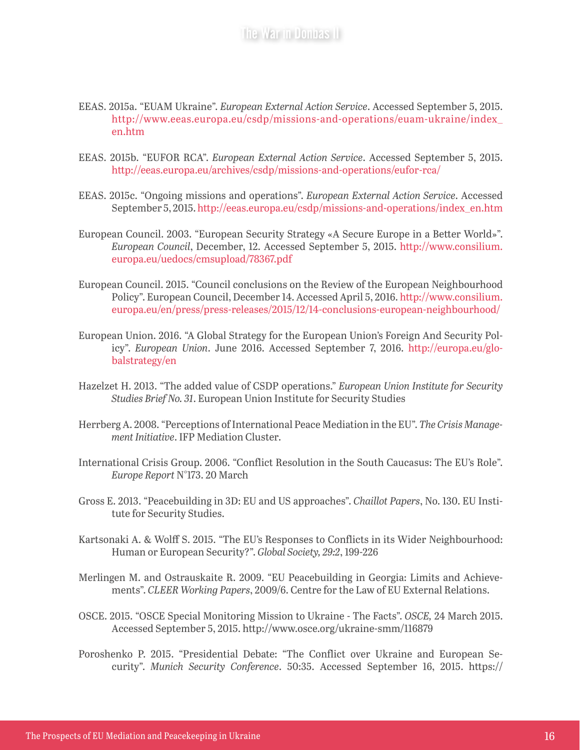EEAS. 2015a. "EUAM Ukraine". *European External Action Service*. Accessed September 5, 2015. http://www.eeas.europa.eu/csdp/missions-and-operations/euam-ukraine/index_en.htm

EEAS. 2015b. "EUFOR RCA". *European External Action Service*. Accessed September 5, 2015. http://eeas.europa.eu/archives/csdp/missions-and-operations/eufor-rca/

EEAS. 2015c. "Ongoing missions and operations". *European External Action Service*. Accessed September 5, 2015. http://eeas.europa.eu/csdp/missions-and-operations/index_en.htm

European Council. 2003. "European Security Strategy «A Secure Europe in a Better World»". *European Council*, December, 12. Accessed September 5, 2015. http://www.consilium.europa.eu/uedocs/cmsupload/78367.pdf

European Council. 2015. "Council conclusions on the Review of the European Neighbourhood Policy". European Council, December 14. Accessed April 5, 2016. http://www.consilium.europa.eu/en/press/press-releases/2015/12/14-conclusions-european-neighbourhood/

European Union. 2016. "A Global Strategy for the European Union's Foreign And Security Policy". *European Union*. June 2016. Accessed September 7, 2016. http://europa.eu/globalstrategy/en

Hazelzet H. 2013. "The added value of CSDP operations." *European Union Institute for Security Studies Brief No. 31*. European Union Institute for Security Studies

Herrberg A. 2008. "Perceptions of International Peace Mediation in the EU". *The Crisis Management Initiative*. IFP Mediation Cluster.

International Crisis Group. 2006. "Conflict Resolution in the South Caucasus: The EU's Role". *Europe Report* N°173. 20 March

Gross E. 2013. "Peacebuilding in 3D: EU and US approaches". *Chaillot Papers*, No. 130. EU Institute for Security Studies.

Kartsonaki A. & Wolff S. 2015. "The EU's Responses to Conflicts in its Wider Neighbourhood: Human or European Security?". *Global Society, 29:2*, 199-226

Merlingen M. and Ostrauskaite R. 2009. "EU Peacebuilding in Georgia: Limits and Achievements". *CLEER Working Papers*, 2009/6. Centre for the Law of EU External Relations.

OSCE. 2015. "OSCE Special Monitoring Mission to Ukraine - The Facts". *OSCE*, 24 March 2015. Accessed September 5, 2015. http://www.osce.org/ukraine-smm/116879

Poroshenko P. 2015. "Presidential Debate: "The Conflict over Ukraine and European Security". *Munich Security Conference*. 50:35. Accessed September 16, 2015. https://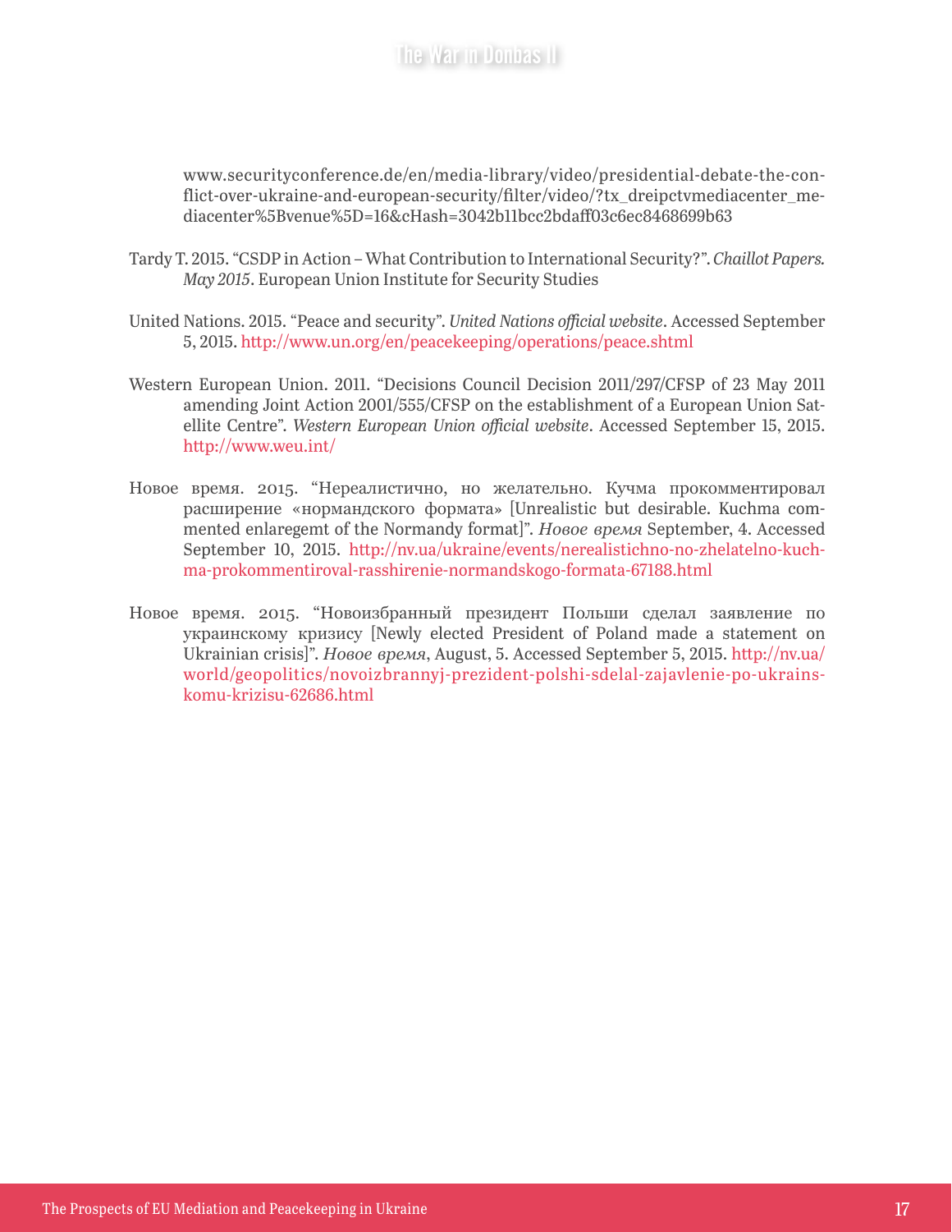www.securityconference.de/en/media-library/video/presidential-debate-the-conflict-over-ukraine-and-european-security/filter/video/?tx_dreipctvmediacenter_mediacenter%5Bvenue%5D=16&cHash=3042b11bcc2bdaff03c6ec8468699b63

Tardy T. 2015. "CSDP in Action – What Contribution to International Security?". *Chaillot Papers. May 2015*. European Union Institute for Security Studies

United Nations. 2015. "Peace and security". *United Nations official website*. Accessed September 5, 2015. http://www.un.org/en/peacekeeping/operations/peace.shtml

Western European Union. 2011. "Decisions Council Decision 2011/297/CFSP of 23 May 2011 amending Joint Action 2001/555/CFSP on the establishment of a European Union Satellite Centre". *Western European Union official website*. Accessed September 15, 2015. http://www.weu.int/

Новое время. 2015. "Нереалистично, но желательно. Кучма прокомментировал расширение «нормандского формата» [Unrealistic but desirable. Kuchma commented enlaregemt of the Normandy format]". *Новое время* September, 4. Accessed September 10, 2015. http://nv.ua/ukraine/events/nerealistichno-no-zhelatelno-kuchma-prokommentiroval-rasshirenie-normandskogo-formata-67188.html

Новое время. 2015. "Новоизбранный президент Польши сделал заявление по украинскому кризису [Newly elected President of Poland made a statement on Ukrainian crisis]". *Новое время*, August, 5. Accessed September 5, 2015. http://nv.ua/world/geopolitics/novoizbrannyj-prezident-polshi-sdelal-zajavlenie-po-ukrainskomu-krizisu-62686.html